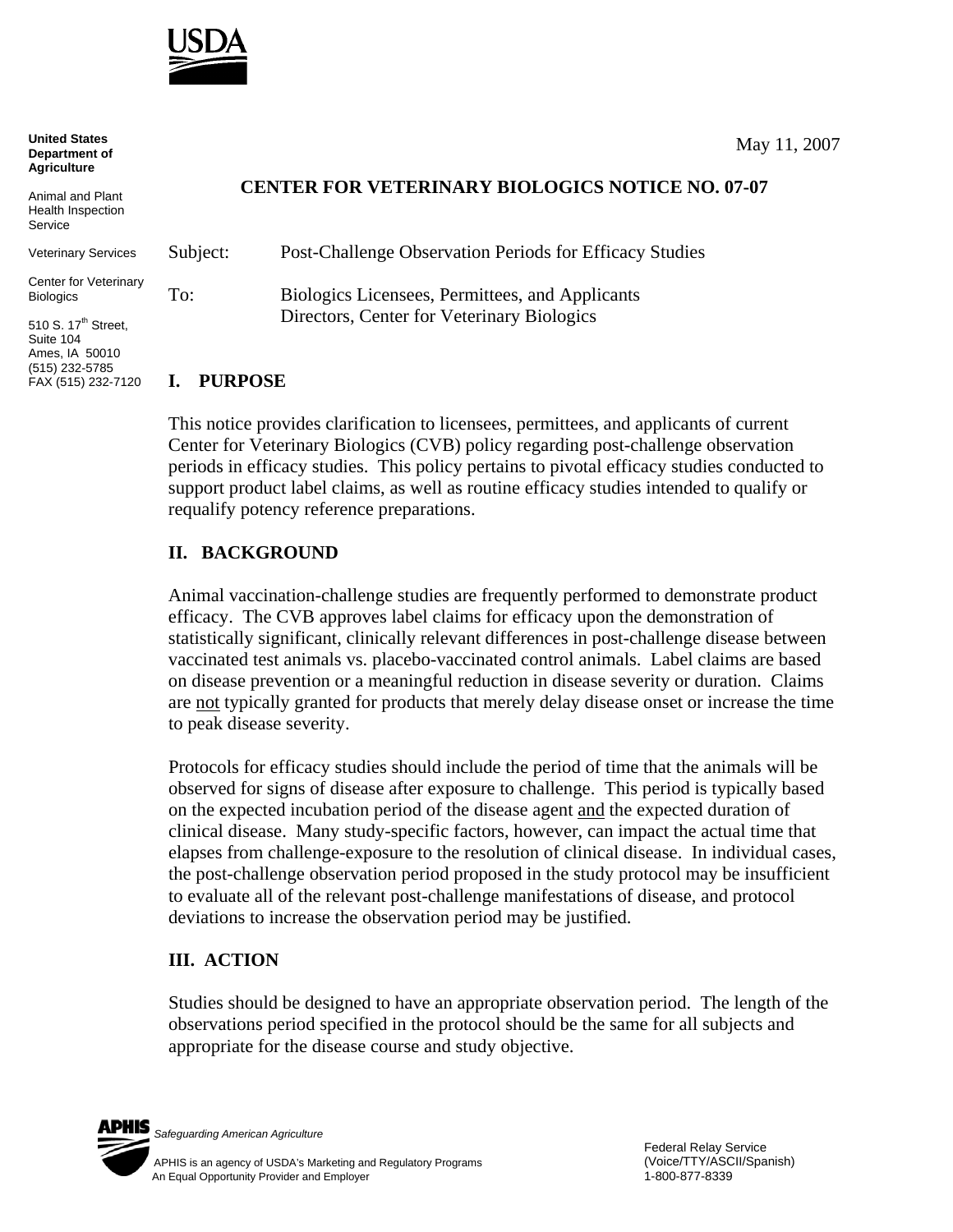USDA

**United States Department of Agriculture**

Animal and Plant Health Inspection Service

Veterinary Services

Center for Veterinary Biologics

510 S. 17th Street, Suite 104
Ames, IA 50010
(515) 232-5785
FAX (515) 232-7120

May 11, 2007

**CENTER FOR VETERINARY BIOLOGICS NOTICE NO. 07-07**

Subject: Post-Challenge Observation Periods for Efficacy Studies

To: Biologics Licensees, Permittees, and Applicants
Directors, Center for Veterinary Biologics

## I. PURPOSE

This notice provides clarification to licensees, permittees, and applicants of current Center for Veterinary Biologics (CVB) policy regarding post-challenge observation periods in efficacy studies. This policy pertains to pivotal efficacy studies conducted to support product label claims, as well as routine efficacy studies intended to qualify or requalify potency reference preparations.

## II. BACKGROUND

Animal vaccination-challenge studies are frequently performed to demonstrate product efficacy. The CVB approves label claims for efficacy upon the demonstration of statistically significant, clinically relevant differences in post-challenge disease between vaccinated test animals vs. placebo-vaccinated control animals. Label claims are based on disease prevention or a meaningful reduction in disease severity or duration. Claims are <u>not</u> typically granted for products that merely delay disease onset or increase the time to peak disease severity.

Protocols for efficacy studies should include the period of time that the animals will be observed for signs of disease after exposure to challenge. This period is typically based on the expected incubation period of the disease agent <u>and</u> the expected duration of clinical disease. Many study-specific factors, however, can impact the actual time that elapses from challenge-exposure to the resolution of clinical disease. In individual cases, the post-challenge observation period proposed in the study protocol may be insufficient to evaluate all of the relevant post-challenge manifestations of disease, and protocol deviations to increase the observation period may be justified.

## III. ACTION

Studies should be designed to have an appropriate observation period. The length of the observations period specified in the protocol should be the same for all subjects and appropriate for the disease course and study objective.

APHIS *Safeguarding American Agriculture*

APHIS is an agency of USDA's Marketing and Regulatory Programs
An Equal Opportunity Provider and Employer

Federal Relay Service
(Voice/TTY/ASCII/Spanish)
1-800-877-8339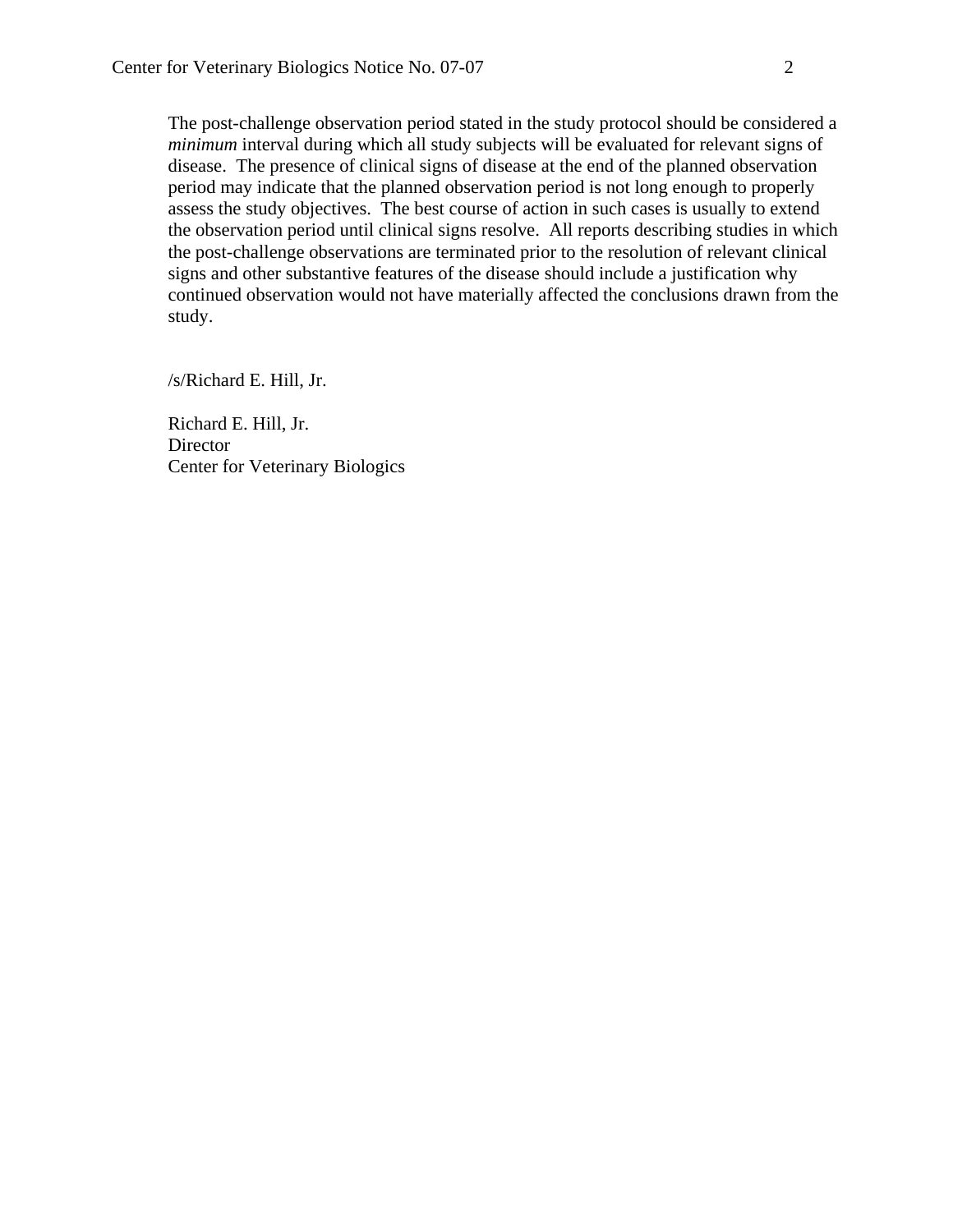The post-challenge observation period stated in the study protocol should be considered a *minimum* interval during which all study subjects will be evaluated for relevant signs of disease. The presence of clinical signs of disease at the end of the planned observation period may indicate that the planned observation period is not long enough to properly assess the study objectives. The best course of action in such cases is usually to extend the observation period until clinical signs resolve. All reports describing studies in which the post-challenge observations are terminated prior to the resolution of relevant clinical signs and other substantive features of the disease should include a justification why continued observation would not have materially affected the conclusions drawn from the study.

/s/Richard E. Hill, Jr.

Richard E. Hill, Jr.
Director
Center for Veterinary Biologics